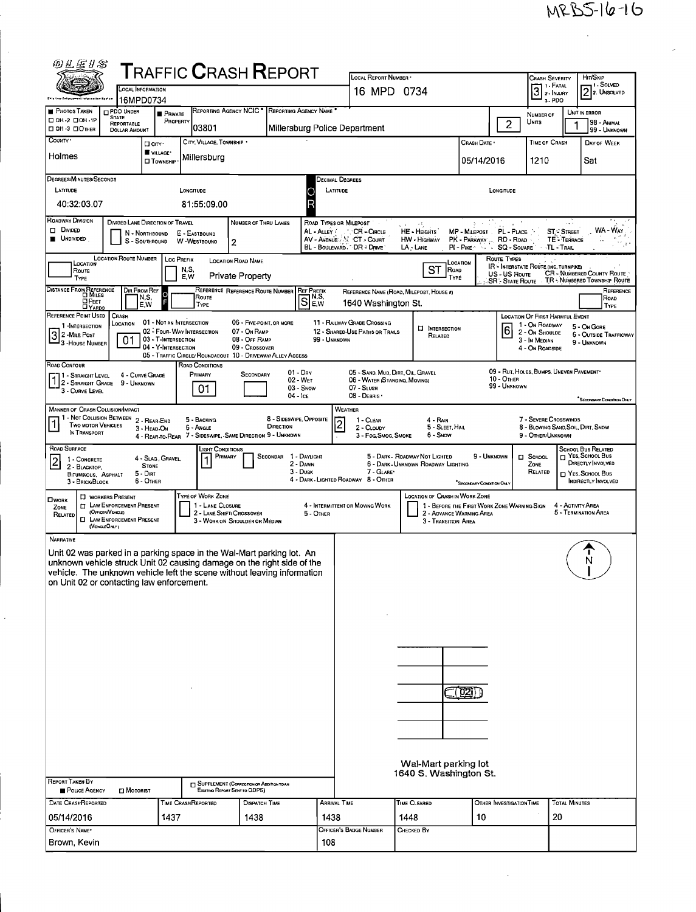MRBS-16-16

# Traffic Crash Report

| Local Information | Local Report Number | Crash Severity | Hit/Skip |
|---|---|---|---|
| 16MPD0734 | 16 MPD 0734 | 3 (1 - Fatal, 2 - Injury, 3 - PDO) | 2 (1 - Solved, 2 - Unsolved) |

| Photos Taken | PDO Under State Reportable Dollar Amount | Private Property | Reporting Agency NCIC | Reporting Agency Name | Number of Units | Unit in Error |
|---|---|---|---|---|---|---|
| ☐ OH-2 ☐ OH-1P ☐ OH-3 ☐ Other | ☐ | ■ | 03801 | Millersburg Police Department | 2 | 1 (98 - Animal, 99 - Unknown) |

| County | City/Village/Township | City, Village, Township | Crash Date | Time of Crash | Day of Week |
|---|---|---|---|---|---|
| Holmes | ■ Village | Millersburg | 05/14/2016 | 1210 | Sat |

**Degrees/Minutes/Seconds**

| Latitude | Longitude |
|---|---|
| 40:32:03.07 | 81:55:09.00 |

**Decimal Degrees** — Latitude: | Longitude:

**Roadway Division:** ☐ Divided ■ Undivided

**Divided Lane Direction of Travel:** N - Northbound, S - Southbound, E - Eastbound, W - Westbound

**Number of Thru Lanes:** 2

**Road Types or Milepost:** AL - Alley, AV - Avenue, BL - Boulevard, CR - Circle, CT - Court, DR - Drive, HE - Heights, HW - Highway, LA - Lane, MP - Milepost, PK - Parkway, PI - Pike, PL - Place, RD - Road, SQ - Square, ST - Street, TE - Terrace, TL - Trail, WA - Way

| Location Route Number | Loc Prefix | Location Road Name | Location Road Type |
|---|---|---|---|
| | | Private Property | ST |

**Route Types:** IR - Interstate Route (inc. Turnpike), US - US Route, SR - State Route, CR - Numbered County Route, TR - Numbered Township Route

| Distance From Reference | Dir From Ref | Reference Route Type | Reference Reference Route Number | Ref Prefix | Reference Name (Road, Milepost, House #) | Reference Road Type |
|---|---|---|---|---|---|---|
| | | | | S | 1640 Washington St. | |

**Reference Point Used:** 3 (1 - Intersection, 2 - Mile Post, 3 - House Number)

**Crash Location:** 01 (01 - Not an Intersection, 02 - Four-Way Intersection, 03 - T-Intersection, 04 - Y-Intersection, 05 - Traffic Circle/Roundabout, 06 - Five-Point or More, 07 - On Ramp, 08 - Off Ramp, 09 - Crossover, 10 - Driveway/Alley Access, 11 - Railway Grade Crossing, 12 - Shared-Use Paths or Trails, 99 - Unknown)

☐ Intersection Related

**Location of First Harmful Event:** 6 (1 - On Roadway, 2 - On Shoulder, 3 - In Median, 4 - On Roadside, 5 - On Gore, 6 - Outside Trafficway, 9 - Unknown)

**Road Contour:** 1 (1 - Straight Level, 2 - Straight Grade, 3 - Curve Level, 4 - Curve Grade, 9 - Unknown)

**Road Conditions:** Primary 01, Secondary (01 - Dry, 02 - Wet, 03 - Snow, 04 - Ice, 05 - Sand, Mud, Dirt, Oil, Gravel, 06 - Water (Standing, Moving), 07 - Slush, 08 - Debris, 09 - Rut, Holes, Bumps, Uneven Pavement, 10 - Other, 99 - Unknown)

**Manner of Crash Collision/Impact:** 1 (1 - Not Collision Between Two Motor Vehicles in Transport, 2 - Rear-End, 3 - Head-On, 4 - Rear-to-Rear, 5 - Backing, 6 - Angle, 7 - Sideswipe, Same Direction, 8 - Sideswipe, Opposite Direction, 9 - Unknown)

**Weather:** 2 (1 - Clear, 2 - Cloudy, 3 - Fog, Smog, Smoke, 4 - Rain, 5 - Sleet, Hail, 6 - Snow, 7 - Severe Crosswinds, 8 - Blowing Sand, Soil, Dirt, Snow, 9 - Other/Unknown)

**Road Surface:** 2 (1 - Concrete, 2 - Blacktop, Bituminous, Asphalt, 3 - Brick/Block, 4 - Slag, Gravel, Stone, 5 - Dirt, 6 - Other)

**Light Conditions:** Primary 1, Secondary (1 - Daylight, 2 - Dawn, 3 - Dusk, 4 - Dark - Lighted Roadway, 5 - Dark - Roadway Not Lighted, 6 - Dark - Unknown Roadway Lighting, 7 - Glare, 8 - Other, 9 - Unknown)

☐ School Zone Related

**School Bus Related:** ☐ Yes, School Bus Directly Involved ☐ Yes, School Bus Indirectly Involved

☐ Work Zone Related — ☐ Workers Present ☐ Law Enforcement Present (Officer/Vehicle) ☐ Law Enforcement Present (Vehicle Only)

**Type of Work Zone:** 1 - Lane Closure, 2 - Lane Shift/Crossover, 3 - Work on Shoulder or Median, 4 - Intermittent or Moving Work, 5 - Other

**Location of Crash in Work Zone:** 1 - Before the First Work Zone Warning Sign, 2 - Advance Warning Area, 3 - Transition Area, 4 - Activity Area, 5 - Termination Area

## Narrative

Unit 02 was parked in a parking space in the Wal-Mart parking lot. An unknown vehicle struck Unit 02 causing damage on the right side of the vehicle. The unknown vehicle left the scene without leaving information on Unit 02 or contacting law enforcement.

(Diagram: 02; N)

Wal-Mart parking lot
1640 S. Washington St.

**Report Taken By:** ■ Police Agency ☐ Motorist

☐ Supplement (Correction or Addition to an Existing Report Sent to ODPS)

| Date Crash Reported | Time Crash Reported | Dispatch Time | Arrival Time | Time Cleared | Other Investigation Time | Total Minutes |
|---|---|---|---|---|---|---|
| 05/14/2016 | 1437 | 1438 | 1438 | 1448 | 10 | 20 |

| Officer's Name | Officer's Badge Number | Checked By |
|---|---|---|
| Brown, Kevin | 108 | |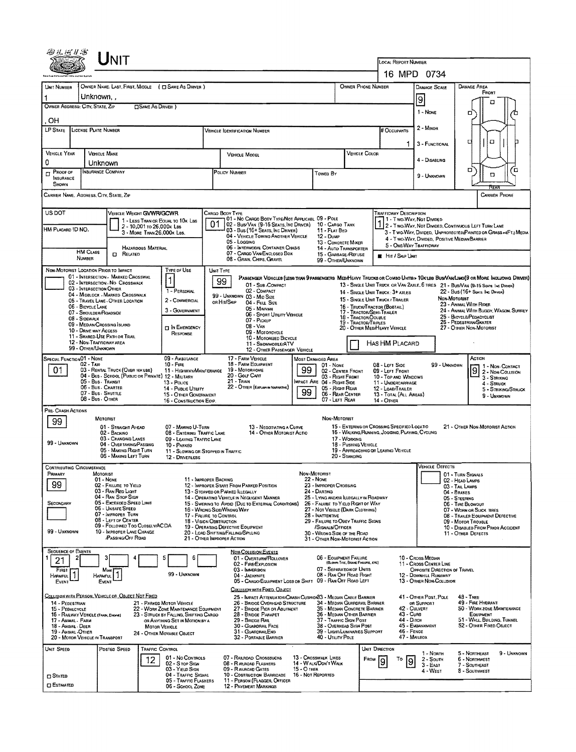# UNIT

**LOCAL REPORT NUMBER:** 16 MPD 0734

| UNIT NUMBER | OWNER NAME: LAST, FIRST, MIDDLE (☐ SAME AS DRIVER) | OWNER PHONE NUMBER | DAMAGE SCALE | DAMAGE AREA |
|---|---|---|---|---|
| 1 | Unknown, , | | 9 | |

OWNER ADDRESS: CITY, STATE, ZIP (☐ SAME AS DRIVER)
, OH

DAMAGE SCALE: 1 - NONE; 2 - MINOR; 3 - FUNCTIONAL; 4 - DISABLING; 9 - UNKNOWN

DAMAGE AREA: FRONT / REAR

| LP STATE | LICENSE PLATE NUMBER | VEHICLE IDENTIFICATION NUMBER | # OCCUPANTS |
|---|---|---|---|
| | | | 1 |

| VEHICLE YEAR | VEHICLE MAKE | VEHICLE MODEL | VEHICLE COLOR |
|---|---|---|---|
| 0 | Unknown | | |

| ☐ PROOF OF INSURANCE SHOWN | INSURANCE COMPANY | POLICY NUMBER | TOWED BY |
|---|---|---|---|
| | | | |

CARRIER NAME, ADDRESS, CITY, STATE, ZIP — CARRIER PHONE

US DOT

VEHICLE WEIGHT GVWR/GCWR: 1 - LESS THAN OR EQUAL TO 10K LBS; 2 - 10,001 TO 26,000K LBS; 3 - MORE THAN 26,000K LBS.

HM PLACARD ID NO.

HM CLASS NUMBER — HAZARDOUS MATERIAL ☐ RELATED

CARGO BODY TYPE: **01**
01 - NO CARGO BODY TYPE/NOT APPLICABLE; 02 - BUS/VAN (9-15 SEATS, INC DRIVER); 03 - BUS (16+ SEATS, INC DRIVER); 04 - VEHICLE TOWING ANOTHER VEHICLE; 05 - LOGGING; 06 - INTERMODAL CONTAINER CHASIS; 07 - CARGO VAN/ENCLOSED BOX; 08 - GRAIN, CHIPS, GRAVEL; 09 - POLE; 10 - CARGO TANK; 11 - FLAT BED; 12 - DUMP; 13 - CONCRETE MIXER; 14 - AUTO TRANSPORTER; 15 - GARBAGE/REFUSE; 99 - OTHER/UNKNOWN

TRAFFICWAY DESCRIPTION: **1**
1 - TWO-WAY, NOT DIVIDED; 2 - TWO-WAY, NOT DIVIDED, CONTINUOUS LEFT TURN LANE; 3 - TWO-WAY, DIVIDED, UNPROTECTED(PAINTED OR GRASS >4FT.) MEDIA; 4 - TWO-WAY, DIVIDED, POSITIVE MEDIAN BARRIER; 5 - ONE-WAY TRAFFICWAY
■ HIT / SKIP UNIT

NON-MOTORIST LOCATION PRIOR TO IMPACT: 01 - INTERSECTION - MARKED CROSSWAL; 02 - INTERSECTION - NO CROSSWALK; 03 - INTERSECTION OTHER; 04 - MIDBLOCK - MARKED CROSSWALK; 05 - TRAVEL LANE - OTHER LOCATION; 06 - BICYCLE LANE; 07 - SHOULDER/ROADSIDE; 08 - SIDEWALK; 09 - MEDIAN/CROSSING ISLAND; 10 - DRIVE WAY ACCESS; 11 - SHARED-USE PATH OR TRAIL; 12 - NON-TRAFFICWAY AREA; 99 - OTHER/UNKNOWN

TYPE OF USE: **1**
1 - PERSONAL; 2 - COMMERCIAL; 3 - GOVERNMENT; ☐ IN EMERGENCY RESPONSE

UNIT TYPE: **99**
PASSENGER VEHICLES (LESS THAN 9 PASSENGERS MED/HEAVY TRUCKS OR COMBO UNITS > 10K LBS BUS/VAN/LIMO(9 OR MORE INCLUDING DRIVER)
01 - SUB-COMPACT; 02 - COMPACT; 99 - UNKNOWN 03 - MID SIZE OR HIT/SKIP; 04 - FULL SIZE; 05 - MINIVAN; 06 - SPORT UTILITY VEHICLE; 07 - PICKUP; 08 - VAN; 09 - MOTORCYCLE; 10 - MOTORIZED BICYCLE; 11 - SNOWMOBILE/ATV; 12 - OTHER PASSENGER VEHICLE
13 - SINGLE UNIT TRUCK OR VAN 2AXLE, 6 TIRES; 14 - SINGLE UNIT TRUCK: 3+ AXLES; 15 - SINGLE UNIT TRUCK / TRAILER; 16 - TRUCK/TRACTOR (BOBTAIL); 17 - TRACTOR/SEMI-TRAILER; 18 - TRACTOR/DOUBLE; 19 - TRACTOR/TRIPLES; 20 - OTHER MED/HEAVY VEHICLE
21 - BUS/VAN (9-15 SEATS, INC DRIVER); 22 - BUS (16+ SEATS, INC DRIVER)
NON-MOTORIST: 23 - ANIMAL WITH RIDER; 24 - ANIMAL WITH BUGGY, WAGON, SURREY; 25 - BICYCLE/PEDACYCLIST; 26 - PEDESTRIAN/SKATER; 27 - OTHER NON-MOTORIST
☐ HAS HM PLACARD

SPECIAL FUNCTION: **01**
01 - NONE; 02 - TAXI; 03 - RENTAL TRUCK (OVER 10K LBS); 04 - BUS - SCHOOL (PUBLIC OR PRIVATE); 05 - BUS - TRANSIT; 06 - BUS - CHARTER; 07 - BUS - SHUTTLE; 08 - BUS - OTHER; 09 - AMBULANCE; 10 - FIRE; 11 - HIGHWAY/MAINTENANCE; 12 - MILITARY; 13 - POLICE; 14 - PUBLIC UTILITY; 15 - OTHER GOVERNMENT; 16 - CONSTRUCTION EQIP.; 17 - FARM VEHICLE; 18 - FARM EQUIPMENT; 19 - MOTORHOME; 20 - GOLF CART; 21 - TRAIN; 22 - OTHER (EXPLAIN IN NARRATIVE)

MOST DAMAGED AREA: **99**; IMPACT ARE: **99**
01 - NONE; 02 - CENTER FRONT; 03 - RIGHT FRONT; 04 - RIGHT SIDE; 05 - RIGHT REAR; 06 - REAR CENTER; 07 - LEFT REAR; 08 - LEFT SIDE; 09 - LEFT FRONT; 10 - TOP AND WINDOWS; 11 - UNDERCARRIAGE; 12 - LOAD/TRAILER; 13 - TOTAL (ALL AREAS); 14 - OTHER; 99 - UNKNOWN

ACTION: **9**
1 - NON-CONTACT; 2 - NON-COLLISION; 3 - STRIKING; 4 - STRUCK; 5 - STRIKING/STRUCK; 9 - UNKNOWN

PRE-CRASH ACTIONS: **99**
MOTORIST: 01 - STRAIGHT AHEAD; 02 - BACKING; 03 - CHANGING LANES; 04 - OVERTAKING/PASSING; 05 - MAKING RIGHT TURN; 06 - MAKING LEFT TURN; 07 - MAKING U-TURN; 08 - ENTERING TRAFFIC LANE; 09 - LEAVING TRAFFIC LANE; 10 - PARKED; 11 - SLOWING OR STOPPED IN TRAFFIC; 12 - DRIVERLESS; 13 - NEGOTIATING A CURVE; 14 - OTHER MOTORIST ACTIO; 99 - UNKNOWN
NON-MOTORIST: 15 - ENTERING OR CROSSING SPECIFIED LOCATIO; 16 - WALKING, RUNNING, JOGGING, PLAYING, CYCLING; 17 - WORKING; 18 - PUSHING VEHICLE; 19 - APPROACHING OR LEAVING VEHICLE; 20 - STANDING; 21 - OTHER NON-MOTORIST ACTION

CONTRIBUTING CIRCUMSTANCE: PRIMARY **99**; SECONDARY (blank)
MOTORIST: 01 - NONE; 02 - FAILURE TO YIELD; 03 - RAN RED LIGHT; 04 - RAN STOP SIGN; 05 - EXCEEDED SPEED LIMIT; 06 - UNSAFE SPEED; 07 - IMPROPER TURN; 08 - LEFT OF CENTER; 09 - FOLLOWED TOO CLOSELY/ACDA; 10 - IMPROPER LANE CHANGE /PASSING/OFF ROAD; 11 - IMPROPER BACKING; 12 - IMPROPER START FROM PARKED POSITION; 13 - STOPPED OR PARKED ILLEGALLY; 14 - OPERATING VEHICLE IN NEGLIGENT MANNER; 15 - SWERING TO AVOID (DUE TO EXTERNAL CONDITIONS); 16 - WRONG SIDE/WRONG WAY; 17 - FALURE TO CONTROL; 18 - VISION OBSTRUCTION; 19 - OPERATING DEFECTIVE EQUIPMENT; 20 - LOAD SHIFTING/FALLING/SPILLING; 21 - OTHER IMPROPER ACTION; 99 - UNKNOWN
NON-MOTORIST: 22 - NONE; 23 - IMPROPER CROSSING; 24 - DARTING; 25 - LYING AND/OR ILLEGALLY IN ROADWAY; 26 - FALURE TO YIELD RIGHT OF WAY; 27 - NOT VISIBLE (DARK CLOTHING); 28 - INATTENTIVE; 29 - FAILURE TO OBEY TRAFFIC SIGNS /SIGNALS/OFFICER; 30 - WRONG SIDE OF THE ROAD; 31 - OTHER NON-MOTORIST ACTION

VEHICLE DEFECTS: 01 - TURN SIGNALS; 02 - HEAD LAMPS; 03 - TAIL LAMPS; 04 - BRAKES; 05 - STEERING; 06 - TIRE BLOWOUT; 07 - WORN OR SLICK TIRES; 08 - TRAILER EQUIPMENT DEFECTIVE; 09 - MOTOR TROUBLE; 10 - DISABLED FROM PRIOR ACCIDENT; 11 - OTHER DEFECTS

SEQUENCE OF EVENTS: 1: **21**; 2; 3; 4; 5; 6
FIRST HARMFUL EVENT: **1**; MOST HARMFUL EVENT: **1**
99 - UNKNOWN

NON-COLLISION EVENTS: 01 - OVERTURN/ROLLOVER; 02 - FIRE/EXPLOSION; 03 - IMMERSION; 04 - JACKKNIFE; 05 - CARGO/EQUIPMENT LOSS OR SHIFT; 06 - EQUIPMENT FAILURE (BLOWN TIRE, BRAKE FAILURE, ETC); 07 - SEPARATION OF UNITS; 08 - RAN OFF ROAD RIGHT; 09 - RAN OFF ROAD LEFT; 10 - CROSS MEDIAN; 11 - CROSS CENTER LINE OPPOSITE DIRECTION OF TRAVEL; 12 - DOWNHILL RUNAWAY; 13 - OTHER NON-COLLISION

COLLISION WITH PERSON, VEHICLE OR OBJECT NOT FIXED: 14 - PEDESTRIAN; 15 - PEDALCYCLE; 16 - RAILWAY VEHICLE (TRAIN, ENGINE); 17 - ANIMAL - FARM; 18 - ANIMAL - DEER; 19 - ANIMAL - OTHER; 20 - MOTOR VEHICLE IN TRANSPORT; 21 - PARKED MOTOR VEHICLE; 22 - WORK ZONE MAINTENANCE EQUIPMENT; 23 - STRUCK BY FALLING, SHIFTING CARGO OR ANYTHING SET IN MOTION BY A MOTOR VEHICLE; 24 - OTHER MOVABLE OBJECT

COLLISION WITH FIXED, OBJECT: 25 - IMPACT ATTENUATOR/CRASH CUSHION; 26 - BRIDGE OVERHEAD STRUCTURE; 27 - BRIDGE PIER OR ABUTMENT; 28 - BRIDGE PARAPET; 29 - BRIDGE RAIL; 30 - GUARDRAIL FACE; 31 - GUARDRAIL END; 32 - PORTABLE BARRIER; 33 - MEDIAN CABLE BARRIER; 34 - MEDIAN GUARDRAIL BARRIER; 35 - MEDIAN CONCRETE BARRIER; 36 - MEDIAN OTHER BARRIER; 37 - TRAFFIC SIGN POST; 38 - OVERHEAD SIGN POST; 39 - LIGHT/LUMINARIES SUPPORT; 40 - UTILITY POLE; 41 - OTHER POST, POLE OR SUPPORT; 42 - CULVERT; 43 - CURB; 44 - DITCH; 45 - EMBANKMENT; 46 - FENCE; 47 - MAILBOX; 48 - TREE; 49 - FIRE HYDRANT; 50 - WORK ZONE MAINTENANCE EQUIPMENT; 51 - WALL, BUILDING, TUNNEL; 52 - OTHER FIXED OBJECT

| UNIT SPEED | POSTED SPEED | TRAFFIC CONTROL | UNIT DIRECTION |
|---|---|---|---|
| | | 12 | FROM 9 TO 9 |

☐ STATED ☐ ESTIMATED

TRAFFIC CONTROL: 01 - NO CONTROLS; 02 - STOP SIGN; 03 - YIELD SIGN; 04 - TRAFFIC SIGNAL; 05 - TRAFFIC FLASHERS; 06 - SCHOOL ZONE; 07 - RAILROAD CROSSBUCKS; 08 - RAILROAD FLASHERS; 09 - RAILROAD GATES; 10 - COSTRUCTION BARRICADE; 11 - PERSON (FLAGGER, OFFICER; 12 - PAVEMENT MARKINGS; 13 - CROSSWALK LINES; 14 - WALK/DON'T WALK; 15 - OTHER; 16 - NOT REPORTED

UNIT DIRECTION: 1 - NORTH; 2 - SOUTH; 3 - EAST; 4 - WEST; 5 - NORTHEAST; 6 - NORTHWEST; 7 - SOUTHEAST; 8 - SOUTHWEST; 9 - UNKNOWN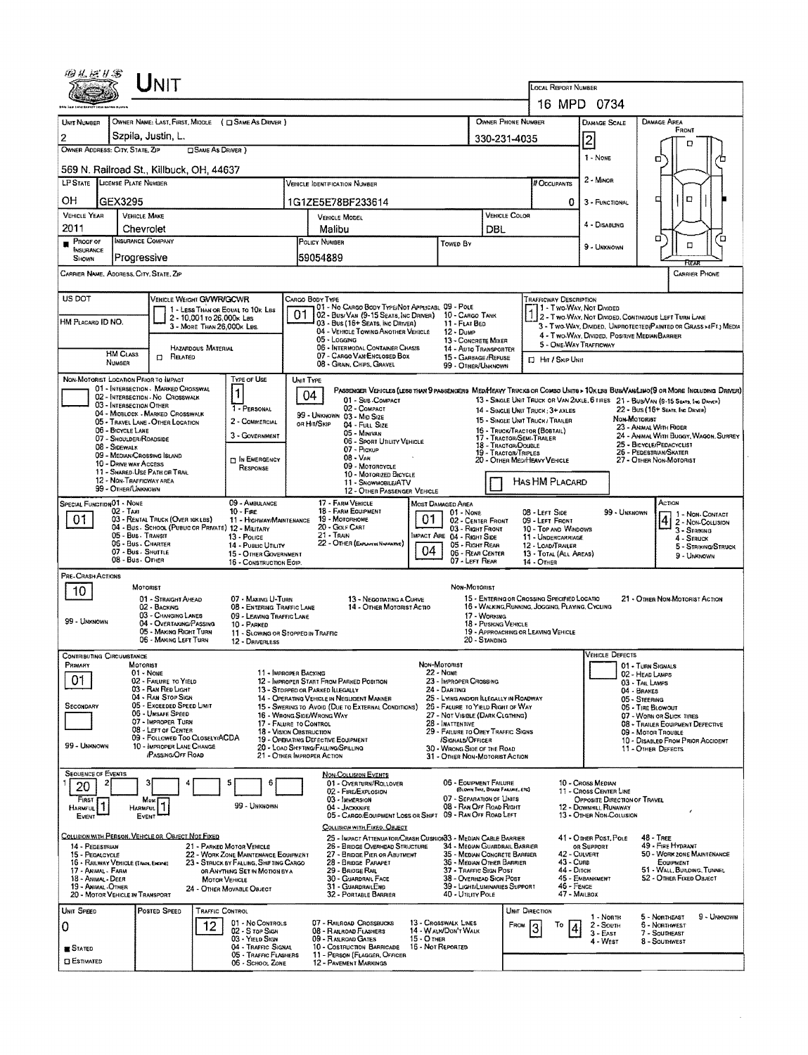# UNIT

**LOCAL REPORT NUMBER:** 16 MPD 0734

| UNIT NUMBER | OWNER NAME: LAST, FIRST, MIDDLE ( ☐ SAME AS DRIVER ) | OWNER PHONE NUMBER | DAMAGE SCALE | DAMAGE AREA |
|---|---|---|---|---|
| 2 | Szpila, Justin, L. | 330-231-4035 | 2 | FRONT |

OWNER ADDRESS: CITY, STATE, ZIP ☐ SAME AS DRIVER )

569 N. Railroad St., Killbuck, OH, 44637

| LP STATE | LICENSE PLATE NUMBER | VEHICLE IDENTIFICATION NUMBER | # OCCUPANTS |
|---|---|---|---|
| OH | GEX3295 | 1G1ZE5E78BF233614 | 0 |

| VEHICLE YEAR | VEHICLE MAKE | VEHICLE MODEL | VEHICLE COLOR |
|---|---|---|---|
| 2011 | Chevrolet | Malibu | DBL |

| PROOF OF INSURANCE SHOWN | INSURANCE COMPANY | POLICY NUMBER | TOWED BY |
|---|---|---|---|
| ■ | Progressive | 59054889 | |

DAMAGE SCALE: 1 - NONE; 2 - MINOR; 3 - FUNCTIONAL; 4 - DISABLING; 9 - UNKNOWN

CARRIER NAME, ADDRESS, CITY, STATE, ZIP — CARRIER PHONE

US DOT

HM PLACARD ID NO.

HM CLASS NUMBER ☐ RELATED — HAZARDOUS MATERIAL

VEHICLE WEIGHT GVWR/GCWR: 1 - LESS THAN OR EQUAL TO 10K LBS; 2 - 10,001 TO 26,000K LBS; 3 - MORE THAN 26,000K LBS.

CARGO BODY TYPE: **01** — 01 - NO CARGO BODY TYPE/NOT APPLICABLE; 02 - BUS/VAN (9-15 SEATS, INC DRIVER); 03 - BUS (16+ SEATS, INC DRIVER); 04 - VEHICLE TOWING ANOTHER VEHICLE; 05 - LOGGING; 06 - INTERMODAL CONTAINER CHASIS; 07 - CARGO VAN/ENCLOSED BOX; 08 - GRAIN, CHIPS, GRAVEL; 09 - POLE; 10 - CARGO TANK; 11 - FLAT BED; 12 - DUMP; 13 - CONCRETE MIXER; 14 - AUTO TRANSPORTER; 15 - GARBAGE/REFUSE; 99 - OTHER/UNKNOWN

TRAFFICWAY DESCRIPTION: **1** — 1 - TWO-WAY, NOT DIVIDED; 2 - TWO-WAY, NOT DIVIDED, CONTINUOUS LEFT TURN LANE; 3 - TWO-WAY, DIVIDED, UNPROTECTED(PAINTED OR GRASS >4FT.) MEDIA; 4 - TWO-WAY, DIVIDED, POSITIVE MEDIAN BARRIER; 5 - ONE-WAY TRAFFICWAY

☐ HIT / SKIP UNIT

NON-MOTORIST LOCATION PRIOR TO IMPACT: 01 - INTERSECTION - MARKED CROSSWAL; 02 - INTERSECTION - NO CROSSWALK; 03 - INTERSECTION OTHER; 04 - MIDBLOCK - MARKED CROSSWALK; 05 - TRAVEL LANE - OTHER LOCATION; 06 - BICYCLE LANE; 07 - SHOULDER/ROADSIDE; 08 - SIDEWALK; 09 - MEDIAN/CROSSING ISLAND; 10 - DRIVE WAY ACCESS; 11 - SHARED-USE PATH OR TRAIL; 12 - NON-TRAFFICWAY AREA; 99 - OTHER/UNKNOWN

TYPE OF USE: **1** — 1 - PERSONAL; 2 - COMMERCIAL; 3 - GOVERNMENT; ☐ IN EMERGENCY RESPONSE

UNIT TYPE: **04** — PASSENGER VEHICLES (LESS THAN 9 PASSENGERS): 01 - SUB-COMPACT; 02 - COMPACT; 99 - UNKNOWN 03 - MID SIZE OR HIT/SKIP; 04 - FULL SIZE; 05 - MINIVAN; 06 - SPORT UTILITY VEHICLE; 07 - PICKUP; 08 - VAN; 09 - MOTORCYCLE; 10 - MOTORIZED BICYCLE; 11 - SNOWMOBILE/ATV; 12 - OTHER PASSENGER VEHICLE. MED/HEAVY TRUCKS OR COMBO UNITS > 10K LBS: 13 - SINGLE UNIT TRUCK OR VAN 2AXLE, 6 TIRES; 14 - SINGLE UNIT TRUCK; 3+ AXLES; 15 - SINGLE UNIT TRUCK / TRAILER; 16 - TRUCK/TRACTOR (BOBTAIL); 17 - TRACTOR/SEMI-TRAILER; 18 - TRACTOR/DOUBLE; 19 - TRACTOR/TRIPLES; 20 - OTHER MED/HEAVY VEHICLE. BUS/VAN/LIMO(9 OR MORE INCLUDING DRIVER): 21 - BUS/VAN (9-15 SEATS, INC DRIVER); 22 - BUS (16+ SEATS, INC DRIVER). NON-MOTORIST: 23 - ANIMAL WITH RIDER; 24 - ANIMAL WITH BUGGY, WAGON, SURREY; 25 - BICYCLE/PEDACYCLIST; 26 - PEDESTRIAN/SKATER; 27 - OTHER NON-MOTORIST

☐ HAS HM PLACARD

SPECIAL FUNCTION: **01** — 01 - NONE; 02 - TAXI; 03 - RENTAL TRUCK (OVER 10K LBS); 04 - BUS - SCHOOL (PUBLIC OR PRIVATE); 05 - BUS - TRANSIT; 06 - BUS - CHARTER; 07 - BUS - SHUTTLE; 08 - BUS - OTHER; 09 - AMBULANCE; 10 - FIRE; 11 - HIGHWAY/MAINTENANCE; 12 - MILITARY; 13 - POLICE; 14 - PUBLIC UTILITY; 15 - OTHER GOVERNMENT; 16 - CONSTRUCTION EQIP.; 17 - FARM VEHICLE; 18 - FARM EQUIPMENT; 19 - MOTORHOME; 20 - GOLF CART; 21 - TRAIN; 22 - OTHER (EXPLAIN IN NARRATIVE)

MOST DAMAGED AREA: **01**; IMPACT AREA: **04** — 01 - NONE; 02 - CENTER FRONT; 03 - RIGHT FRONT; 04 - RIGHT SIDE; 05 - RIGHT REAR; 06 - REAR CENTER; 07 - LEFT REAR; 08 - LEFT SIDE; 09 - LEFT FRONT; 10 - TOP AND WINDOWS; 11 - UNDERCARRIAGE; 12 - LOAD/TRAILER; 13 - TOTAL (ALL AREAS); 14 - OTHER; 99 - UNKNOWN

ACTION: **4** — 1 - NON-CONTACT; 2 - NON-COLLISION; 3 - STRIKING; 4 - STRUCK; 5 - STRIKING/STRUCK; 9 - UNKNOWN

PRE-CRASH ACTIONS: **10**

MOTORIST: 01 - STRAIGHT AHEAD; 02 - BACKING; 03 - CHANGING LANES; 04 - OVERTAKING/PASSING; 05 - MAKING RIGHT TURN; 06 - MAKING LEFT TURN; 07 - MAKING U-TURN; 08 - ENTERING TRAFFIC LANE; 09 - LEAVING TRAFFIC LANE; 10 - PARKED; 11 - SLOWING OR STOPPED IN TRAFFIC; 12 - DRIVERLESS; 13 - NEGOTIATING A CURVE; 14 - OTHER MOTORIST ACTIO; 99 - UNKNOWN

NON-MOTORIST: 15 - ENTERING OR CROSSING SPECIFIED LOCATIO; 16 - WALKING, RUNNING, JOGGING, PLAYING, CYCLING; 17 - WORKING; 18 - PUSHING VEHICLE; 19 - APPROACHING OR LEAVING VEHICLE; 20 - STANDING; 21 - OTHER NON-MOTORIST ACTION

CONTRIBUTING CIRCUMSTANCE — PRIMARY: **01**; SECONDARY: (blank)

MOTORIST: 01 - NONE; 02 - FAILURE TO YIELD; 03 - RAN RED LIGHT; 04 - RAN STOP SIGN; 05 - EXCEEDED SPEED LIMIT; 06 - UNSAFE SPEED; 07 - IMPROPER TURN; 08 - LEFT OF CENTER; 09 - FOLLOWED TOO CLOSELY/ACDA; 10 - IMPROPER LANE CHANGE /PASSING/OFF ROAD; 11 - IMPROPER BACKING; 12 - IMPROPER START FROM PARKED POSITION; 13 - STOPPED OR PARKED ILLEGALLY; 14 - OPERATING VEHICLE IN NEGLIGENT MANNER; 15 - SWERING TO AVOID (DUE TO EXTERNAL CONDITIONS); 16 - WRONG SIDE/WRONG WAY; 17 - FALURE TO CONTROL; 18 - VISION OBSTRUCTION; 19 - OPERATING DEFECTIVE EQUIPMENT; 20 - LOAD SHIFTING/FALLING/SPILLING; 21 - OTHER IMPROPER ACTION; 99 - UNKNOWN

NON-MOTORIST: 22 - NONE; 23 - IMPROPER CROSSING; 24 - DARTING; 25 - LYING AND/OR ILLEGALLY IN ROADWAY; 26 - FALURE TO YIELD RIGHT OF WAY; 27 - NOT VISIBLE (DARK CLOTHING); 28 - INATTENTIVE; 29 - FAILURE TO OBEY TRAFFIC SIGNS /SIGNALS/OFFICER; 30 - WRONG SIDE OF THE ROAD; 31 - OTHER NON-MOTORIST ACTION

VEHICLE DEFECTS: 01 - TURN SIGNALS; 02 - HEAD LAMPS; 03 - TAIL LAMPS; 04 - BRAKES; 05 - STEERING; 06 - TIRE BLOWOUT; 07 - WORN OR SLICK TIRES; 08 - TRAILER EQUIPMENT DEFECTIVE; 09 - MOTOR TROUBLE; 10 - DISABLED FROM PRIOR ACCIDENT; 11 - OTHER DEFECTS

SEQUENCE OF EVENTS: 1: **20**; 2; 3; 4; 5; 6 — FIRST HARMFUL EVENT: **1**; MOST HARMFUL EVENT: **1**; 99 - UNKNOWN

NON-COLLISION EVENTS: 01 - OVERTURN/ROLLOVER; 02 - FIRE/EXPLOSION; 03 - IMMERSION; 04 - JACKKNIFE; 05 - CARGO/EQUIPMENT LOSS OR SHIFT; 06 - EQUIPMENT FAILURE (BLOWN TIRE, BRAKE FAILURE, ETC); 07 - SEPARATION OF UNITS; 08 - RAN OFF ROAD RIGHT; 09 - RAN OFF ROAD LEFT; 10 - CROSS MEDIAN; 11 - CROSS CENTER LINE OPPOSITE DIRECTION OF TRAVEL; 12 - DOWNHILL RUNAWAY; 13 - OTHER NON-COLLISION

COLLISION WITH PERSON, VEHICLE OR OBJECT NOT FIXED: 14 - PEDESTRIAN; 15 - PEDALCYCLE; 16 - RAILWAY VEHICLE (TRAIN, ENGINE); 17 - ANIMAL - FARM; 18 - ANIMAL - DEER; 19 - ANIMAL - OTHER; 20 - MOTOR VEHICLE IN TRANSPORT; 21 - PARKED MOTOR VEHICLE; 22 - WORK ZONE MAINTENANCE EQUIPMENT; 23 - STRUCK BY FALLING, SHIFTING CARGO OR ANYTHING SET IN MOTION BY A MOTOR VEHICLE; 24 - OTHER MOVABLE OBJECT

COLLISION WITH FIXED, OBJECT: 25 - IMPACT ATTENUATOR/CRASH CUSHION; 26 - BRIDGE OVERHEAD STRUCTURE; 27 - BRIDGE PIER OR ABUTMENT; 28 - BRIDGE PARAPET; 29 - BRIDGE RAIL; 30 - GUARDRAIL FACE; 31 - GUARDRAIL END; 32 - PORTABLE BARRIER; 33 - MEDIAN CABLE BARRIER; 34 - MEDIAN GUARDRAIL BARRIER; 35 - MEDIAN CONCRETE BARRIER; 36 - MEDIAN OTHER BARRIER; 37 - TRAFFIC SIGN POST; 38 - OVERHEAD SIGN POST; 39 - LIGHT/LUMINARIES SUPPORT; 40 - UTILITY POLE; 41 - OTHER POST, POLE OR SUPPORT; 42 - CULVERT; 43 - CURB; 44 - DITCH; 45 - EMBANKMENT; 46 - FENCE; 47 - MAILBOX; 48 - TREE; 49 - FIRE HYDRANT; 50 - WORK ZONE MAINTENANCE EQUIPMENT; 51 - WALL, BUILDING, TUNNEL; 52 - OTHER FIXED OBJECT

| UNIT SPEED | POSTED SPEED | TRAFFIC CONTROL | UNIT DIRECTION |
|---|---|---|---|
| 0 | | 12 | FROM 3 TO 4 |

■ STATED ☐ ESTIMATED

TRAFFIC CONTROL: 01 - NO CONTROLS; 02 - STOP SIGN; 03 - YIELD SIGN; 04 - TRAFFIC SIGNAL; 05 - TRAFFIC FLASHERS; 06 - SCHOOL ZONE; 07 - RAILROAD CROSSBUCKS; 08 - RAILROAD FLASHERS; 09 - RAILROAD GATES; 10 - COSTRUCTION BARRICADE; 11 - PERSON (FLAGGER, OFFICER); 12 - PAVEMENT MARKINGS; 13 - CROSSWALK LINES; 14 - WALK/DON'T WALK; 15 - OTHER; 16 - NOT REPORTED

UNIT DIRECTION: 1 - NORTH; 2 - SOUTH; 3 - EAST; 4 - WEST; 5 - NORTHEAST; 6 - NORTHWEST; 7 - SOUTHEAST; 8 - SOUTHWEST; 9 - UNKNOWN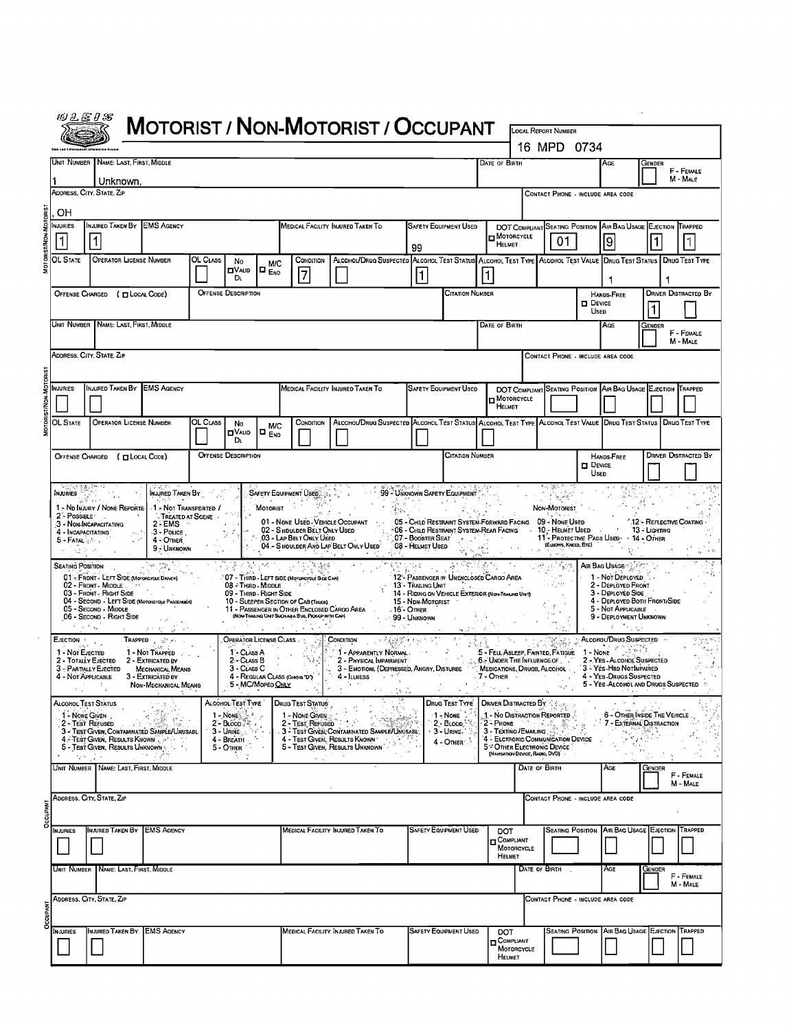# MOTORIST / NON-MOTORIST / OCCUPANT

OLEIS — Ohio Law Enforcement Information System

LOCAL REPORT NUMBER: 16 MPD 0734

## MOTORIST/NON-MOTORIST

| UNIT NUMBER | NAME: LAST, FIRST, MIDDLE | DATE OF BIRTH | AGE | GENDER (F - FEMALE, M - MALE) |
|---|---|---|---|---|
| 1 | Unknown, | | | |

| ADDRESS, CITY, STATE, ZIP | CONTACT PHONE - INCLUDE AREA CODE |
|---|---|
| , OH | |

| INJURIES | INJURED TAKEN BY | EMS AGENCY | MEDICAL FACILITY INJURED TAKEN TO | SAFETY EQUIPMENT USED | DOT COMPLIANT MOTORCYCLE HELMET | SEATING POSITION | AIR BAG USAGE | EJECTION | TRAPPED |
|---|---|---|---|---|---|---|---|---|---|
| 1 | 1 | | | 99 | | 01 | 9 | 1 | 1 |

| OL STATE | OPERATOR LICENSE NUMBER | OL CLASS | NO VALID DL | M/C END | CONDITION | ALCOHOL/DRUG SUSPECTED | ALCOHOL TEST STATUS | ALCOHOL TEST TYPE | ALCOHOL TEST VALUE | DRUG TEST STATUS | DRUG TEST TYPE |
|---|---|---|---|---|---|---|---|---|---|---|---|
| | | | | | 7 | | 1 | 1 | | 1 | 1 |

| OFFENSE CHARGED (LOCAL CODE) | OFFENSE DESCRIPTION | CITATION NUMBER | HANDS-FREE DEVICE USED | DRIVER DISTRACTED BY |
|---|---|---|---|---|
| | | | | 1 |

## MOTORIST/NON-MOTORIST

| UNIT NUMBER | NAME: LAST, FIRST, MIDDLE | DATE OF BIRTH | AGE | GENDER (F - FEMALE, M - MALE) |
|---|---|---|---|---|
| | | | | |

| ADDRESS, CITY, STATE, ZIP | CONTACT PHONE - INCLUDE AREA CODE |
|---|---|
| | |

| INJURIES | INJURED TAKEN BY | EMS AGENCY | MEDICAL FACILITY INJURED TAKEN TO | SAFETY EQUIPMENT USED | DOT COMPLIANT MOTORCYCLE HELMET | SEATING POSITION | AIR BAG USAGE | EJECTION | TRAPPED |
|---|---|---|---|---|---|---|---|---|---|
| | | | | | | | | | |

| OL STATE | OPERATOR LICENSE NUMBER | OL CLASS | NO VALID DL | M/C END | CONDITION | ALCOHOL/DRUG SUSPECTED | ALCOHOL TEST STATUS | ALCOHOL TEST TYPE | ALCOHOL TEST VALUE | DRUG TEST STATUS | DRUG TEST TYPE |
|---|---|---|---|---|---|---|---|---|---|---|---|
| | | | | | | | | | | | |

| OFFENSE CHARGED (LOCAL CODE) | OFFENSE DESCRIPTION | CITATION NUMBER | HANDS-FREE DEVICE USED | DRIVER DISTRACTED BY |
|---|---|---|---|---|
| | | | | |

## Codes

**INJURIES**
1 - No Injury / None Reported
2 - Possible
3 - Non-Incapacitating
4 - Incapacitating
5 - Fatal

**INJURED TAKEN BY**
1 - Not Transported / Treated at Scene
2 - EMS
3 - Police
4 - Other
9 - Unknown

**SAFETY EQUIPMENT USED**
99 - Unknown Safety Equipment

Motorist:
01 - None Used - Vehicle Occupant
02 - Shoulder Belt Only Used
03 - Lap Belt Only Used
04 - Shoulder and Lap Belt Only Used
05 - Child Restraint System-Forward Facing
06 - Child Restraint System-Rear Facing
07 - Booster Seat
08 - Helmet Used

Non-Motorist:
09 - None Used
10 - Helmet Used
11 - Protective Pads Used (Elbows, Knees, Etc)
12 - Reflective Coating
13 - Lighting
14 - Other

**SEATING POSITION**
01 - Front - Left Side (Motorcycle Driver)
02 - Front - Middle
03 - Front - Right Side
04 - Second - Left Side (Motorcycle Passenger)
05 - Second - Middle
06 - Second - Right Side
07 - Third - Left Side (Motorcycle Side Car)
08 - Third - Middle
09 - Third - Right Side
10 - Sleeper Section of Cab (Truck)
11 - Passenger in Other Enclosed Cargo Area (Non-Trailing Unit Such as a Bus, Pickup with Cap)
12 - Passenger in Unenclosed Cargo Area
13 - Trailing Unit
14 - Riding on Vehicle Exterior (Non-Trailing Unit)
15 - Non-Motorist
16 - Other
99 - Unknown

**AIR BAG USAGE**
1 - Not Deployed
2 - Deployed Front
3 - Deployed Side
4 - Deployed Both Front/Side
5 - Not Applicable
9 - Deployment Unknown

**EJECTION**
1 - Not Ejected
2 - Totally Ejected
3 - Partially Ejected
4 - Not Applicable

**TRAPPED**
1 - Not Trapped
2 - Extricated by Mechanical Means
3 - Extricated by Non-Mechanical Means

**OPERATOR LICENSE CLASS**
1 - Class A
2 - Class B
3 - Class C
4 - Regular Class (Ohio is "D")
5 - MC/Moped Only

**CONDITION**
1 - Apparently Normal
2 - Physical Impairment
3 - Emotionl (Depressed, Angry, Disturbe
4 - Illness
5 - Fell Asleep, Fainted, Fatigue
6 - Under the Influence of Medications, Drugs, Alcohol
7 - Other

**ALCOHOL/DRUG SUSPECTED**
1 - None
2 - Yes - Alcohol Suspected
3 - Yes - Hbd Notimpaired
4 - Yes - Drugs Suspected
5 - Yes - Alcohol and Drugs Suspected

**ALCOHOL TEST STATUS**
1 - None Given
2 - Test Refused
3 - Test Given, Contaminated Sample/Unusabl
4 - Test Given, Results Known
5 - Test Given, Results Unknown

**ALCOHOL TEST TYPE**
1 - None
2 - Blood
3 - Urine
4 - Breath
5 - Other

**DRUG TEST STATUS**
1 - None Given
2 - Test Refused
3 - Test Given, Contaminated Sample/Unusabl
4 - Test Given, Results Known
5 - Test Given, Results Unknown

**DRUG TEST TYPE**
1 - None
2 - Blood
3 - Urine
4 - Other

**DRIVER DISTRACTED BY**
1 - No Distraction Reported
2 - Phone
3 - Texting /Emailing
4 - Electronic Communication Device
5 - Other Electronic Device (Navigation Device, Radio, DVD)
6 - Other Inside the Vehicle
7 - External Distraction

## OCCUPANT

| UNIT NUMBER | NAME: LAST, FIRST, MIDDLE | DATE OF BIRTH | AGE | GENDER (F - FEMALE, M - MALE) |
|---|---|---|---|---|
| | | | | |

| ADDRESS, CITY, STATE, ZIP | CONTACT PHONE - INCLUDE AREA CODE |
|---|---|
| | |

| INJURIES | INJURED TAKEN BY | EMS AGENCY | MEDICAL FACILITY INJURED TAKEN TO | SAFETY EQUIPMENT USED | DOT COMPLIANT MOTORCYCLE HELMET | SEATING POSITION | AIR BAG USAGE | EJECTION | TRAPPED |
|---|---|---|---|---|---|---|---|---|---|
| | | | | | | | | | |

## OCCUPANT

| UNIT NUMBER | NAME: LAST, FIRST, MIDDLE | DATE OF BIRTH | AGE | GENDER (F - FEMALE, M - MALE) |
|---|---|---|---|---|
| | | | | |

| ADDRESS, CITY, STATE, ZIP | CONTACT PHONE - INCLUDE AREA CODE |
|---|---|
| | |

| INJURIES | INJURED TAKEN BY | EMS AGENCY | MEDICAL FACILITY INJURED TAKEN TO | SAFETY EQUIPMENT USED | DOT COMPLIANT MOTORCYCLE HELMET | SEATING POSITION | AIR BAG USAGE | EJECTION | TRAPPED |
|---|---|---|---|---|---|---|---|---|---|
| | | | | | | | | | |